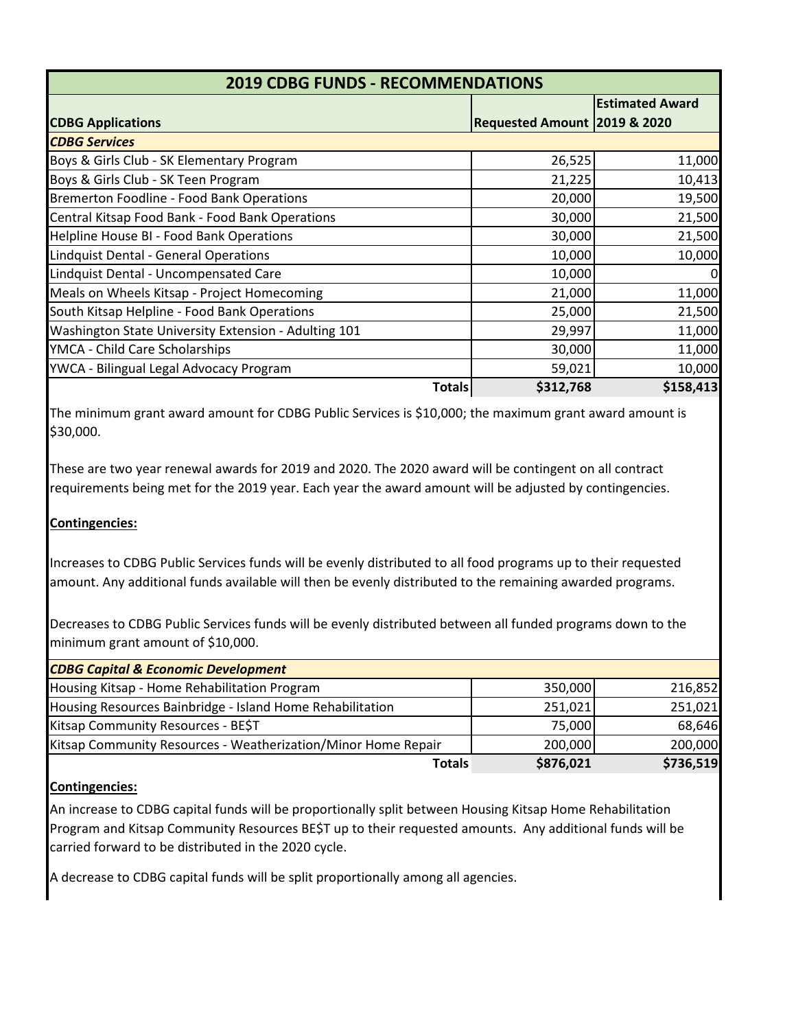## 2019 CDBG FUNDS - RECOMMENDATIONS

| CDBG Applications | Requested Amount | Estimated Award 2019 & 2020 |
|---|---|---|
| ***CDBG Services*** | | |
| Boys & Girls Club - SK Elementary Program | 26,525 | 11,000 |
| Boys & Girls Club - SK Teen Program | 21,225 | 10,413 |
| Bremerton Foodline - Food Bank Operations | 20,000 | 19,500 |
| Central Kitsap Food Bank - Food Bank Operations | 30,000 | 21,500 |
| Helpline House BI - Food Bank Operations | 30,000 | 21,500 |
| Lindquist Dental - General Operations | 10,000 | 10,000 |
| Lindquist Dental - Uncompensated Care | 10,000 | 0 |
| Meals on Wheels Kitsap - Project Homecoming | 21,000 | 11,000 |
| South Kitsap Helpline - Food Bank Operations | 25,000 | 21,500 |
| Washington State University Extension - Adulting 101 | 29,997 | 11,000 |
| YMCA - Child Care Scholarships | 30,000 | 11,000 |
| YWCA - Bilingual Legal Advocacy Program | 59,021 | 10,000 |
| **Totals** | **$312,768** | **$158,413** |

The minimum grant award amount for CDBG Public Services is $10,000; the maximum grant award amount is $30,000.

These are two year renewal awards for 2019 and 2020. The 2020 award will be contingent on all contract requirements being met for the 2019 year. Each year the award amount will be adjusted by contingencies.

**Contingencies:**

Increases to CDBG Public Services funds will be evenly distributed to all food programs up to their requested amount. Any additional funds available will then be evenly distributed to the remaining awarded programs.

Decreases to CDBG Public Services funds will be evenly distributed between all funded programs down to the minimum grant amount of $10,000.

| CDBG Capital & Economic Development | Requested Amount | Estimated Award 2019 & 2020 |
|---|---|---|
| Housing Kitsap - Home Rehabilitation Program | 350,000 | 216,852 |
| Housing Resources Bainbridge - Island Home Rehabilitation | 251,021 | 251,021 |
| Kitsap Community Resources - BE$T | 75,000 | 68,646 |
| Kitsap Community Resources - Weatherization/Minor Home Repair | 200,000 | 200,000 |
| **Totals** | **$876,021** | **$736,519** |

**Contingencies:**

An increase to CDBG capital funds will be proportionally split between Housing Kitsap Home Rehabilitation Program and Kitsap Community Resources BE$T up to their requested amounts. Any additional funds will be carried forward to be distributed in the 2020 cycle.

A decrease to CDBG capital funds will be split proportionally among all agencies.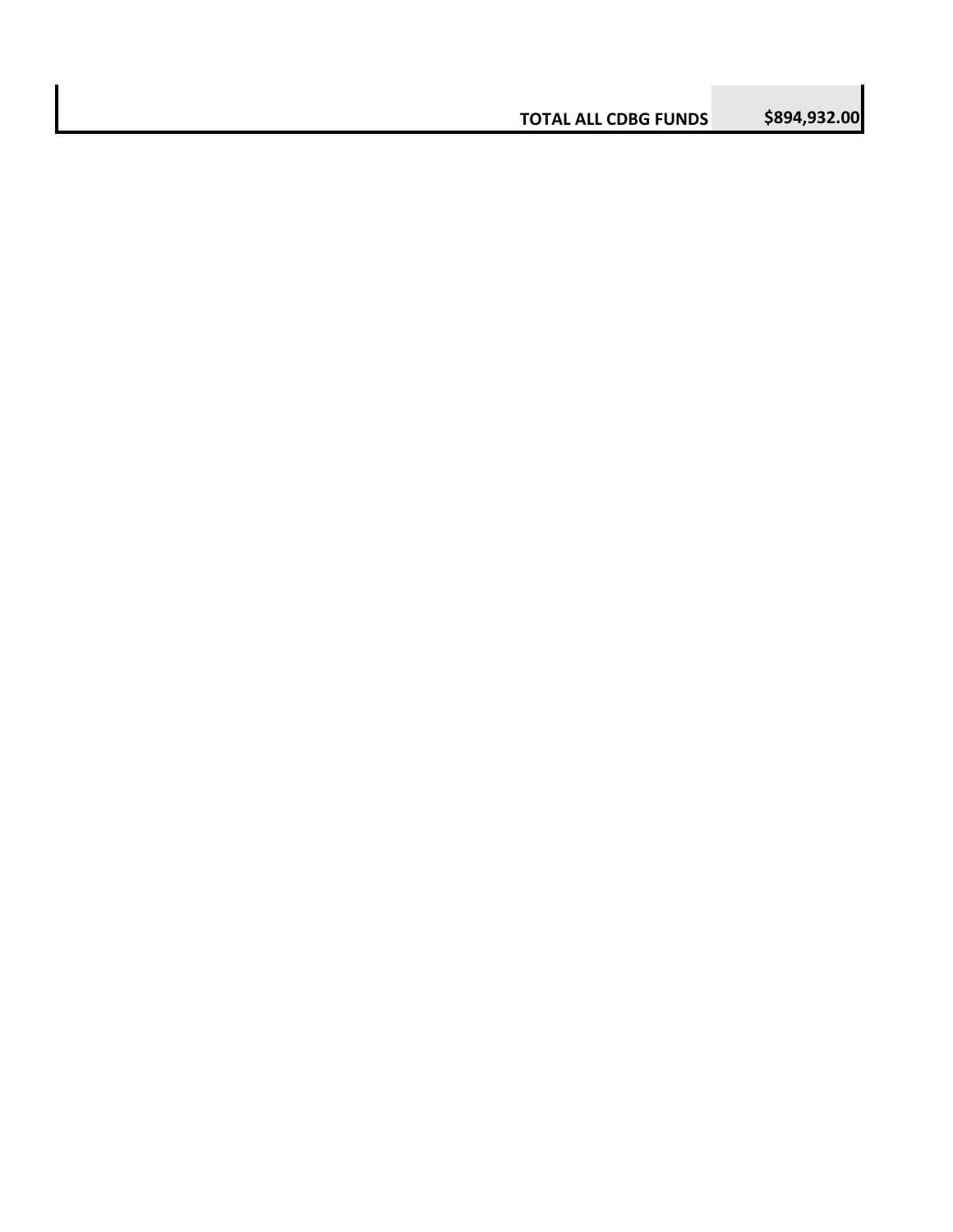| | | |
|---|---|---|
| | **TOTAL ALL CDBG FUNDS** | **$894,932.00** |